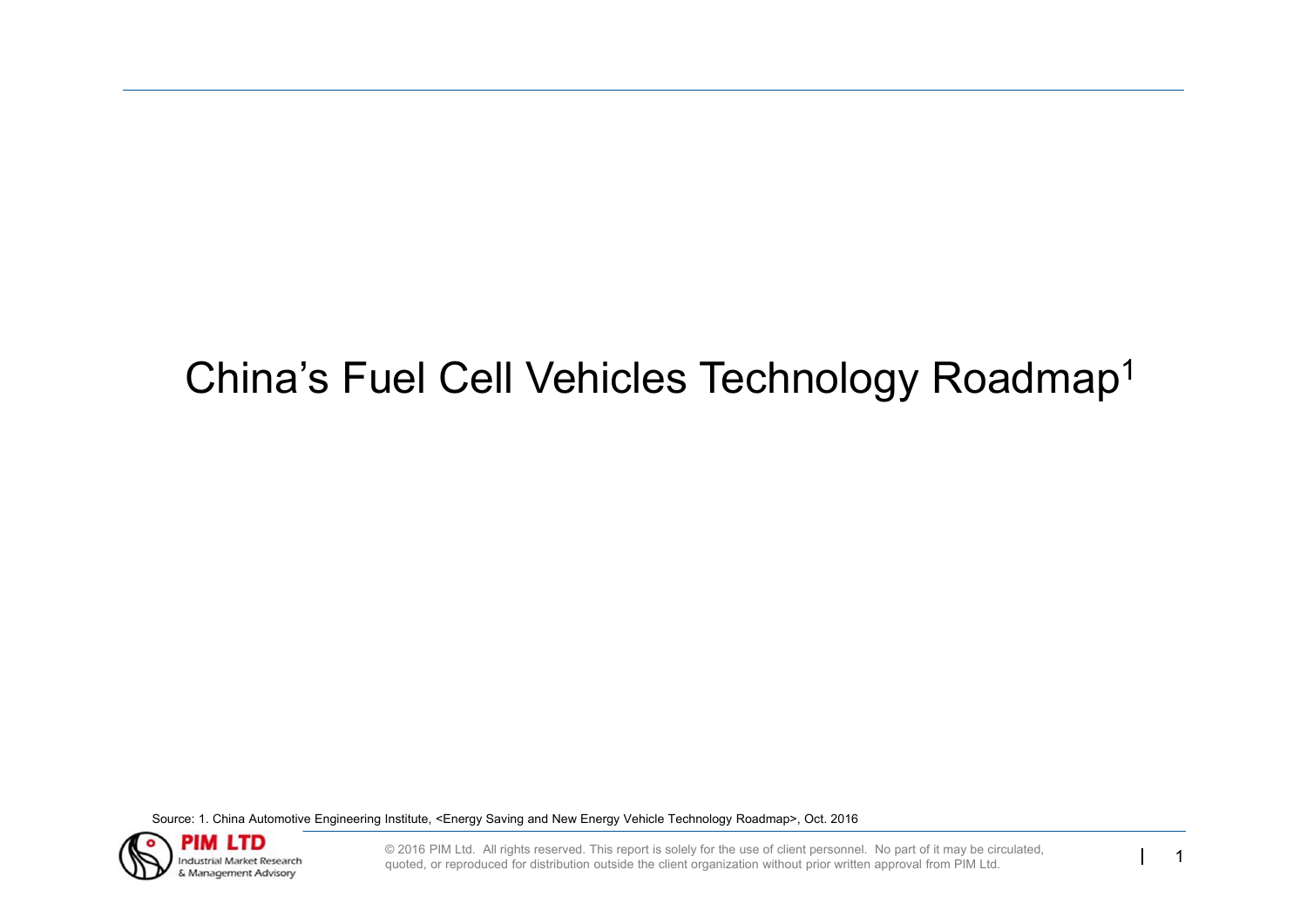# China's Fuel Cell Vehicles Technology Roadmap[1]

Source: 1. China Automotive Engineering Institute, <Energy Saving and New Energy Vehicle Technology Roadmap>, Oct. 2016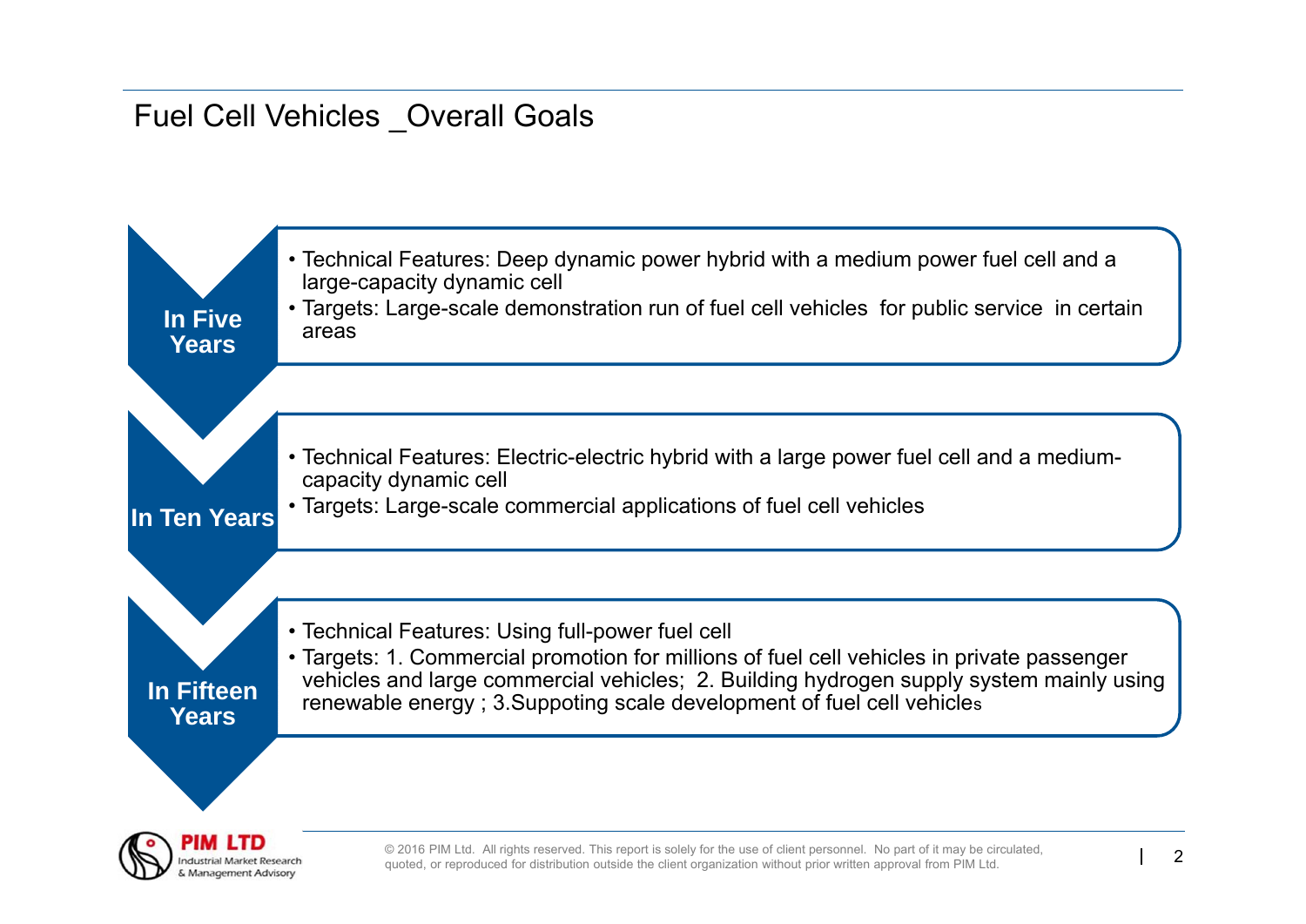# Fuel Cell Vehicles _Overall Goals

## In Five Years

- Technical Features: Deep dynamic power hybrid with a medium power fuel cell and a large-capacity dynamic cell
- Targets: Large-scale demonstration run of fuel cell vehicles for public service in certain areas

## In Ten Years

- Technical Features: Electric-electric hybrid with a large power fuel cell and a medium-capacity dynamic cell
- Targets: Large-scale commercial applications of fuel cell vehicles

## In Fifteen Years

- Technical Features: Using full-power fuel cell
- Targets: 1. Commercial promotion for millions of fuel cell vehicles in private passenger vehicles and large commercial vehicles; 2. Building hydrogen supply system mainly using renewable energy ; 3.Suppoting scale development of fuel cell vehicles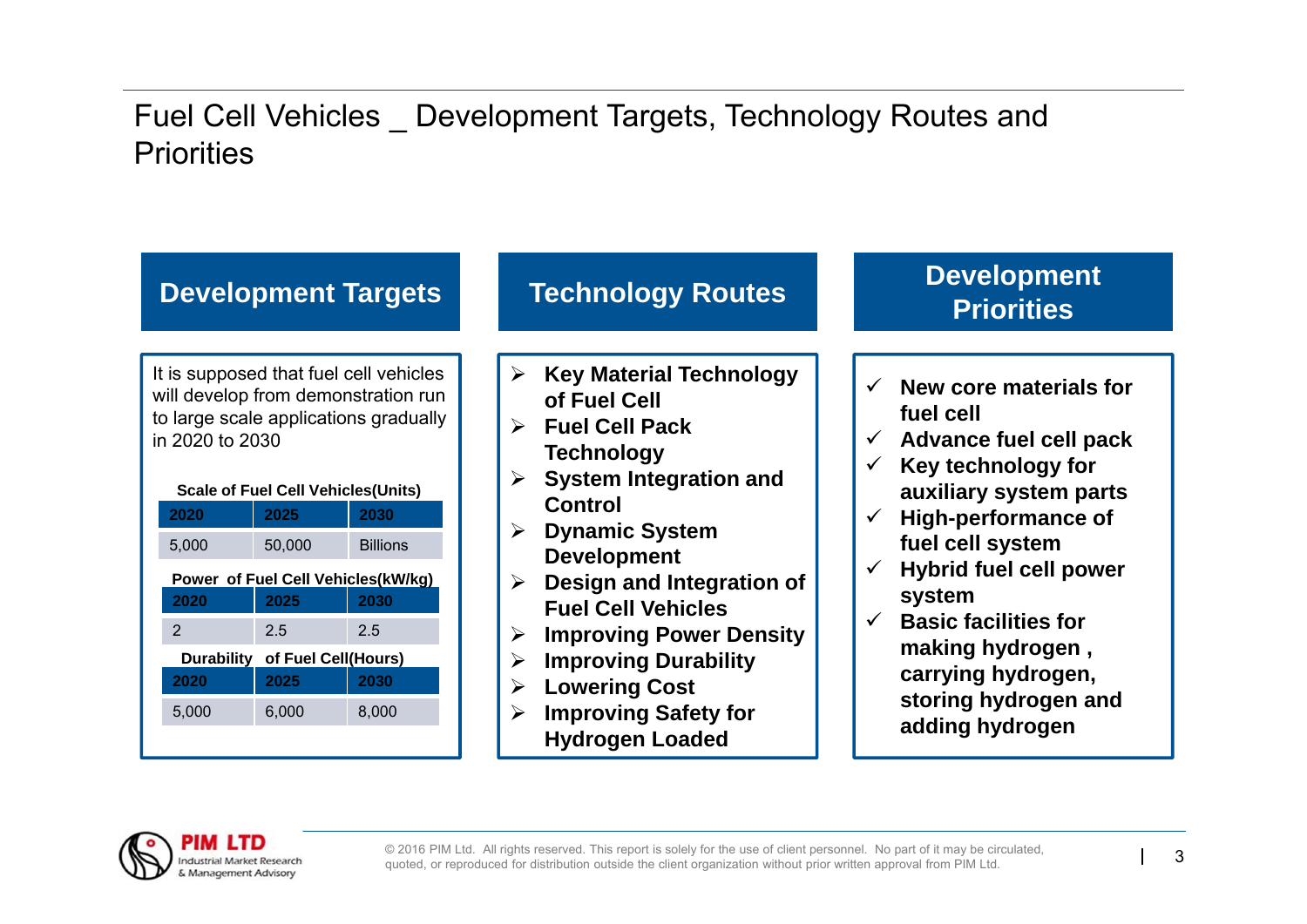# Fuel Cell Vehicles _ Development Targets, Technology Routes and Priorities

## Development Targets

It is supposed that fuel cell vehicles will develop from demonstration run to large scale applications gradually in 2020 to 2030

**Scale of Fuel Cell Vehicles(Units)**

| 2020 | 2025 | 2030 |
|---|---|---|
| 5,000 | 50,000 | Billions |

**Power of Fuel Cell Vehicles(kW/kg)**

| 2020 | 2025 | 2030 |
|---|---|---|
| 2 | 2.5 | 2.5 |

**Durability of Fuel Cell(Hours)**

| 2020 | 2025 | 2030 |
|---|---|---|
| 5,000 | 6,000 | 8,000 |

## Technology Routes

- **Key Material Technology of Fuel Cell**
- **Fuel Cell Pack Technology**
- **System Integration and Control**
- **Dynamic System Development**
- **Design and Integration of Fuel Cell Vehicles**
- **Improving Power Density**
- **Improving Durability**
- **Lowering Cost**
- **Improving Safety for Hydrogen Loaded**

## Development Priorities

- ✓ **New core materials for fuel cell**
- ✓ **Advance fuel cell pack**
- ✓ **Key technology for auxiliary system parts**
- ✓ **High-performance of fuel cell system**
- ✓ **Hybrid fuel cell power system**
- ✓ **Basic facilities for making hydrogen , carrying hydrogen, storing hydrogen and adding hydrogen**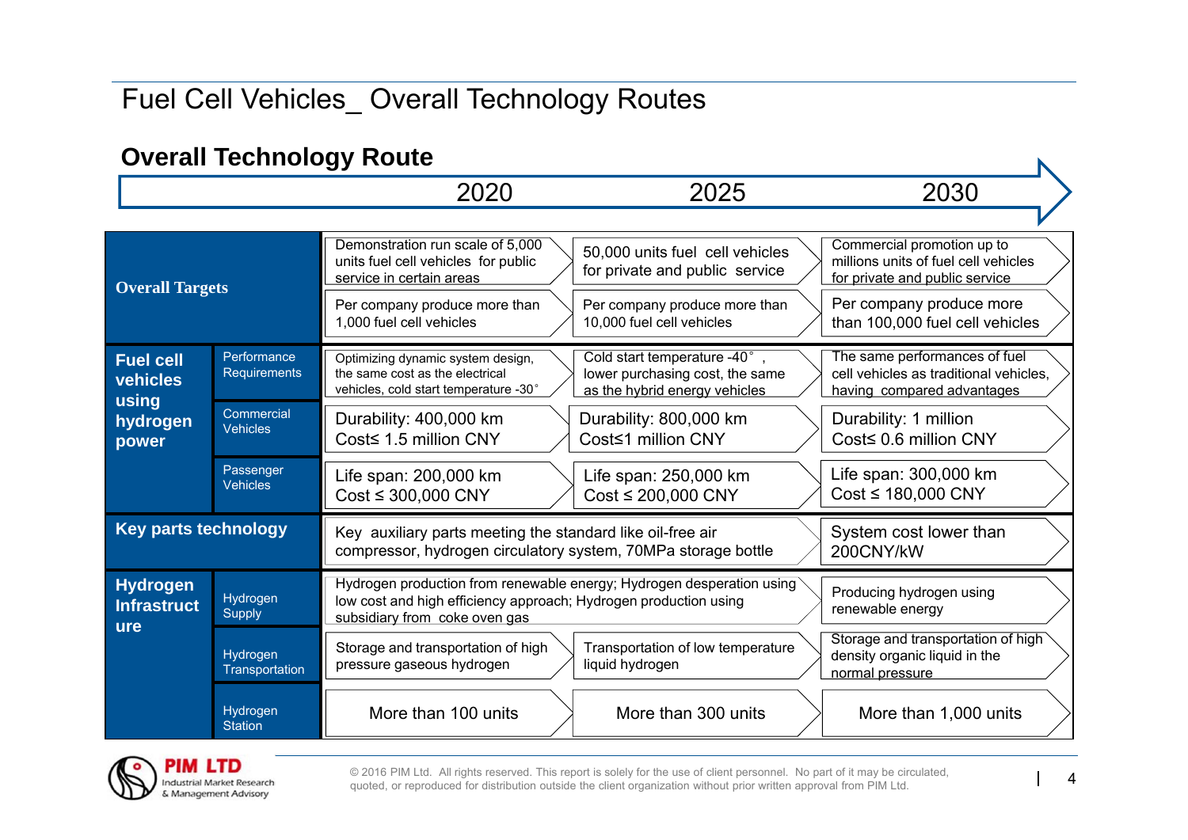# Fuel Cell Vehicles_ Overall Technology Routes

## Overall Technology Route

| Category | Sub-category | 2020 | 2025 | 2030 |
|---|---|---|---|---|
| Overall Targets | | Demonstration run scale of 5,000 units fuel cell vehicles for public service in certain areas | 50,000 units fuel cell vehicles for private and public service | Commercial promotion up to millions units of fuel cell vehicles for private and public service |
| | | Per company produce more than 1,000 fuel cell vehicles | Per company produce more than 10,000 fuel cell vehicles | Per company produce more than 100,000 fuel cell vehicles |
| Fuel cell vehicles using hydrogen power | Performance Requirements | Optimizing dynamic system design, the same cost as the electrical vehicles, cold start temperature -30° | Cold start temperature -40°, lower purchasing cost, the same as the hybrid energy vehicles | The same performances of fuel cell vehicles as traditional vehicles, having compared advantages |
| | Commercial Vehicles | Durability: 400,000 km<br>Cost≤ 1.5 million CNY | Durability: 800,000 km<br>Cost≤1 million CNY | Durability: 1 million<br>Cost≤ 0.6 million CNY |
| | Passenger Vehicles | Life span: 200,000 km<br>Cost ≤ 300,000 CNY | Life span: 250,000 km<br>Cost ≤ 200,000 CNY | Life span: 300,000 km<br>Cost ≤ 180,000 CNY |
| Key parts technology | | Key auxiliary parts meeting the standard like oil-free air compressor, hydrogen circulatory system, 70MPa storage bottle | | System cost lower than 200CNY/kW |
| Hydrogen Infrastructure | Hydrogen Supply | Hydrogen production from renewable energy; Hydrogen desperation using low cost and high efficiency approach; Hydrogen production using subsidiary from coke oven gas | | Producing hydrogen using renewable energy |
| | Hydrogen Transportation | Storage and transportation of high pressure gaseous hydrogen | Transportation of low temperature liquid hydrogen | Storage and transportation of high density organic liquid in the normal pressure |
| | Hydrogen Station | More than 100 units | More than 300 units | More than 1,000 units |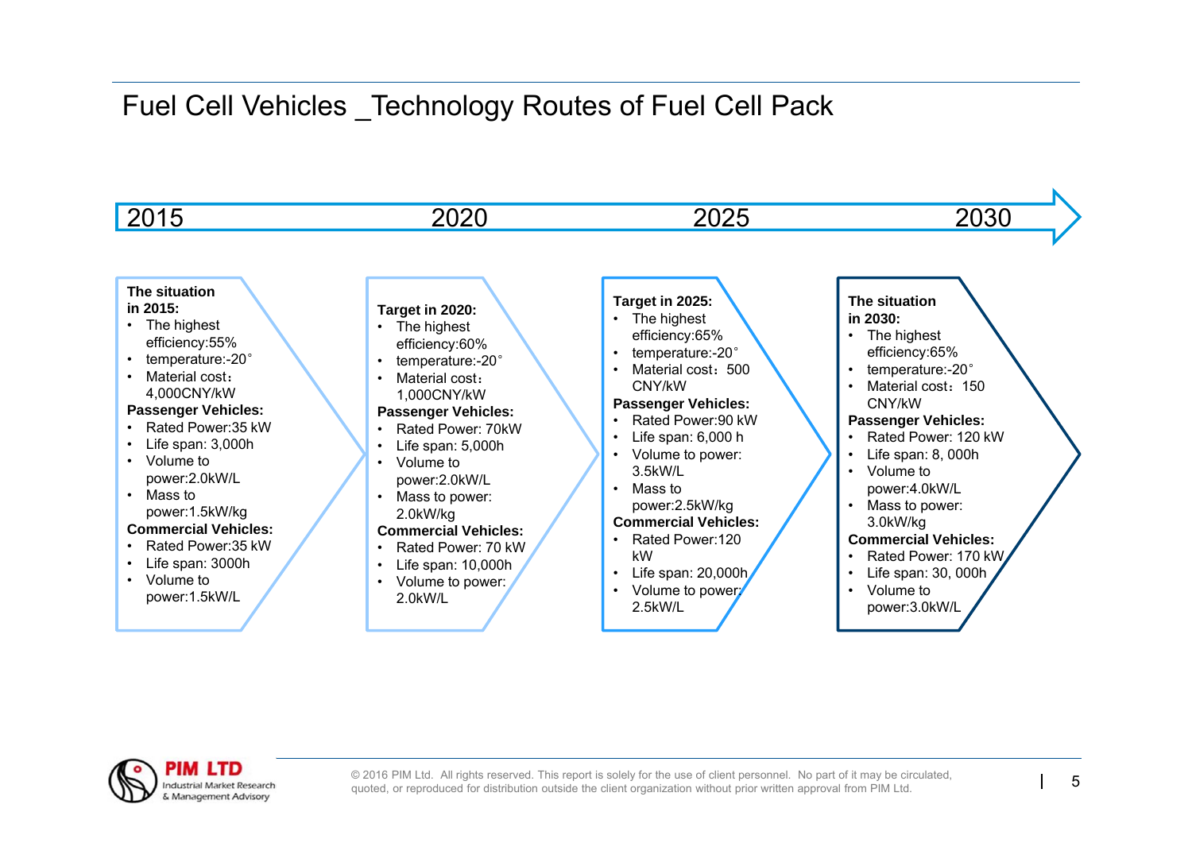# Fuel Cell Vehicles _Technology Routes of Fuel Cell Pack

2015 → 2020 → 2025 → 2030

**The situation in 2015:**

- The highest efficiency:55%
- temperature:-20°
- Material cost：4,000CNY/kW

**Passenger Vehicles:**

- Rated Power:35 kW
- Life span: 3,000h
- Volume to power:2.0kW/L
- Mass to power:1.5kW/kg

**Commercial Vehicles:**

- Rated Power:35 kW
- Life span: 3000h
- Volume to power:1.5kW/L

**Target in 2020:**

- The highest efficiency:60%
- temperature:-20°
- Material cost：1,000CNY/kW

**Passenger Vehicles:**

- Rated Power: 70kW
- Life span: 5,000h
- Volume to power:2.0kW/L
- Mass to power: 2.0kW/kg

**Commercial Vehicles:**

- Rated Power: 70 kW
- Life span: 10,000h
- Volume to power: 2.0kW/L

**Target in 2025:**

- The highest efficiency:65%
- temperature:-20°
- Material cost：500 CNY/kW

**Passenger Vehicles:**

- Rated Power:90 kW
- Life span: 6,000 h
- Volume to power: 3.5kW/L
- Mass to power:2.5kW/kg

**Commercial Vehicles:**

- Rated Power:120 kW
- Life span: 20,000h
- Volume to power: 2.5kW/L

**The situation in 2030:**

- The highest efficiency:65%
- temperature:-20°
- Material cost：150 CNY/kW

**Passenger Vehicles:**

- Rated Power: 120 kW
- Life span: 8, 000h
- Volume to power:4.0kW/L
- Mass to power: 3.0kW/kg

**Commercial Vehicles:**

- Rated Power: 170 kW
- Life span: 30, 000h
- Volume to power:3.0kW/L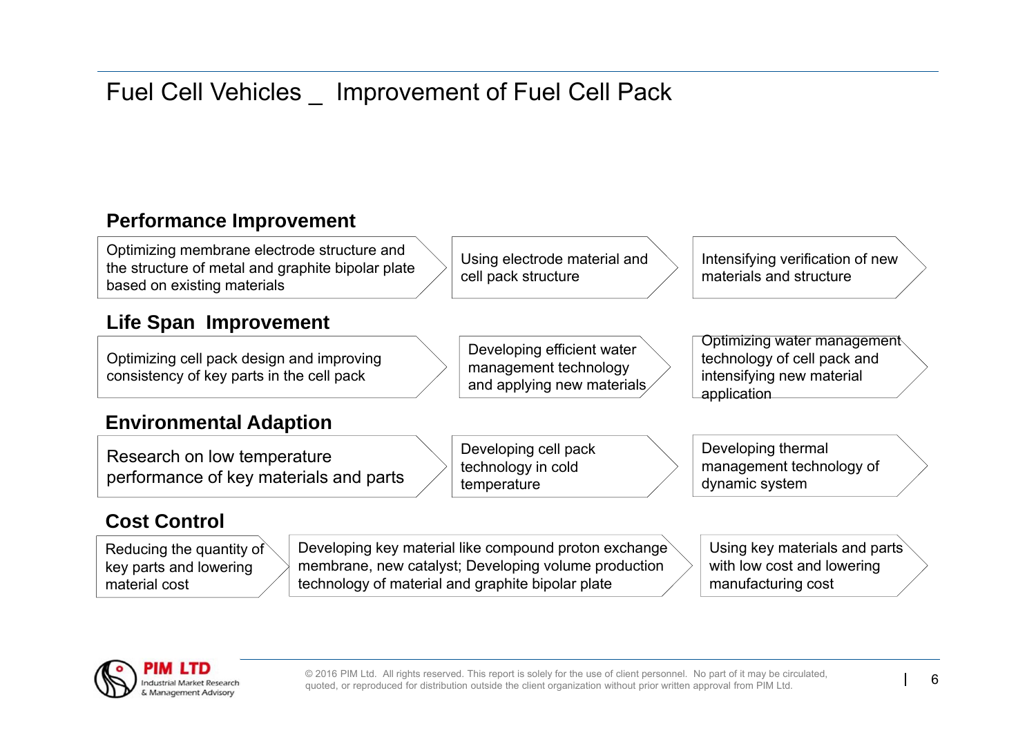# Fuel Cell Vehicles _ Improvement of Fuel Cell Pack

## Performance Improvement

- Optimizing membrane electrode structure and the structure of metal and graphite bipolar plate based on existing materials
- Using electrode material and cell pack structure
- Intensifying verification of new materials and structure

## Life Span Improvement

- Optimizing cell pack design and improving consistency of key parts in the cell pack
- Developing efficient water management technology and applying new materials
- Optimizing water management technology of cell pack and intensifying new material application

## Environmental Adaption

- Research on low temperature performance of key materials and parts
- Developing cell pack technology in cold temperature
- Developing thermal management technology of dynamic system

## Cost Control

- Reducing the quantity of key parts and lowering material cost
- Developing key material like compound proton exchange membrane, new catalyst; Developing volume production technology of material and graphite bipolar plate
- Using key materials and parts with low cost and lowering manufacturing cost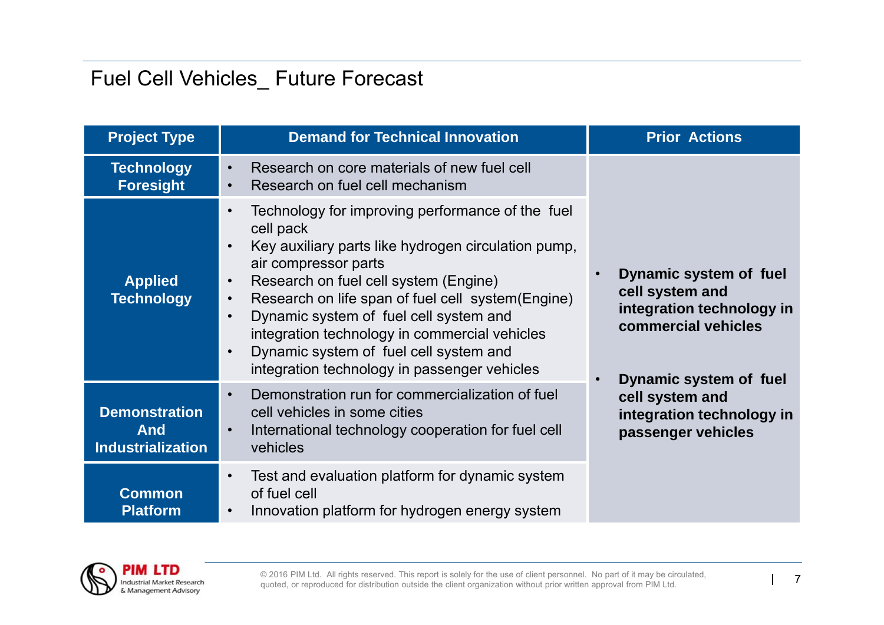# Fuel Cell Vehicles_ Future Forecast

| Project Type | Demand for Technical Innovation | Prior Actions |
|---|---|---|
| **Technology Foresight** | • Research on core materials of new fuel cell<br>• Research on fuel cell mechanism | • **Dynamic system of fuel cell system and integration technology in commercial vehicles**<br>• **Dynamic system of fuel cell system and integration technology in passenger vehicles** |
| **Applied Technology** | • Technology for improving performance of the fuel cell pack<br>• Key auxiliary parts like hydrogen circulation pump, air compressor parts<br>• Research on fuel cell system (Engine)<br>• Research on life span of fuel cell system(Engine)<br>• Dynamic system of fuel cell system and integration technology in commercial vehicles<br>• Dynamic system of fuel cell system and integration technology in passenger vehicles | |
| **Demonstration And Industrialization** | • Demonstration run for commercialization of fuel cell vehicles in some cities<br>• International technology cooperation for fuel cell vehicles | |
| **Common Platform** | • Test and evaluation platform for dynamic system of fuel cell<br>• Innovation platform for hydrogen energy system | |